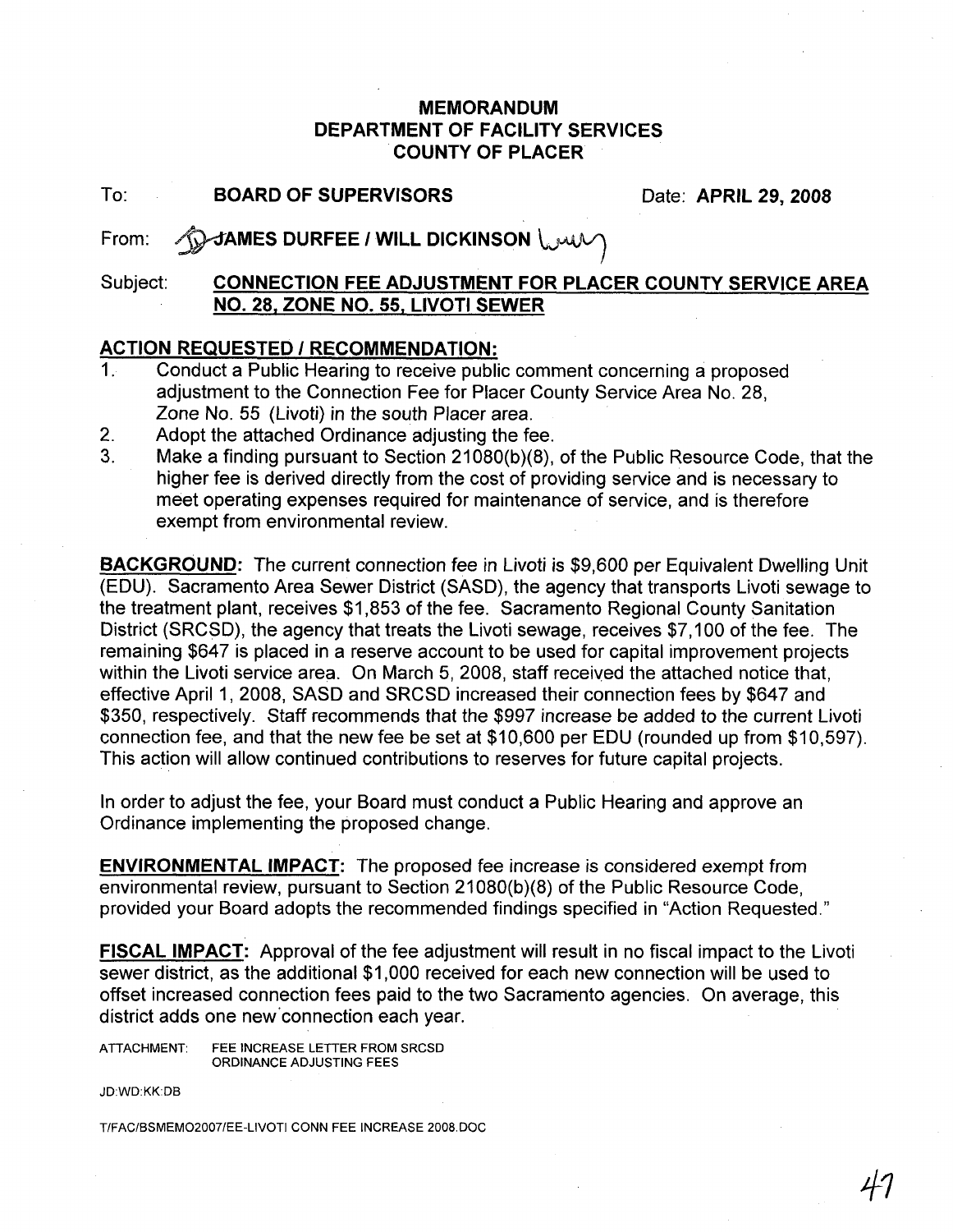# MEMORANDUM
## DEPARTMENT OF FACILITY SERVICES
## COUNTY OF PLACER

To: **BOARD OF SUPERVISORS** Date: **APRIL 29, 2008**

From: **JAMES DURFEE / WILL DICKINSON**

Subject: **CONNECTION FEE ADJUSTMENT FOR PLACER COUNTY SERVICE AREA NO. 28, ZONE NO. 55, LIVOTI SEWER**

**ACTION REQUESTED / RECOMMENDATION:**

1. Conduct a Public Hearing to receive public comment concerning a proposed adjustment to the Connection Fee for Placer County Service Area No. 28, Zone No. 55 (Livoti) in the south Placer area.
2. Adopt the attached Ordinance adjusting the fee.
3. Make a finding pursuant to Section 21080(b)(8), of the Public Resource Code, that the higher fee is derived directly from the cost of providing service and is necessary to meet operating expenses required for maintenance of service, and is therefore exempt from environmental review.

**BACKGROUND:** The current connection fee in Livoti is $9,600 per Equivalent Dwelling Unit (EDU). Sacramento Area Sewer District (SASD), the agency that transports Livoti sewage to the treatment plant, receives $1,853 of the fee. Sacramento Regional County Sanitation District (SRCSD), the agency that treats the Livoti sewage, receives $7,100 of the fee. The remaining $647 is placed in a reserve account to be used for capital improvement projects within the Livoti service area. On March 5, 2008, staff received the attached notice that, effective April 1, 2008, SASD and SRCSD increased their connection fees by $647 and $350, respectively. Staff recommends that the $997 increase be added to the current Livoti connection fee, and that the new fee be set at $10,600 per EDU (rounded up from $10,597). This action will allow continued contributions to reserves for future capital projects.

In order to adjust the fee, your Board must conduct a Public Hearing and approve an Ordinance implementing the proposed change.

**ENVIRONMENTAL IMPACT:** The proposed fee increase is considered exempt from environmental review, pursuant to Section 21080(b)(8) of the Public Resource Code, provided your Board adopts the recommended findings specified in "Action Requested."

**FISCAL IMPACT:** Approval of the fee adjustment will result in no fiscal impact to the Livoti sewer district, as the additional $1,000 received for each new connection will be used to offset increased connection fees paid to the two Sacramento agencies. On average, this district adds one new connection each year.

ATTACHMENT: FEE INCREASE LETTER FROM SRCSD
ORDINANCE ADJUSTING FEES

JD:WD:KK:DB

T/FAC/BSMEMO2007/EE-LIVOTI CONN FEE INCREASE 2008.DOC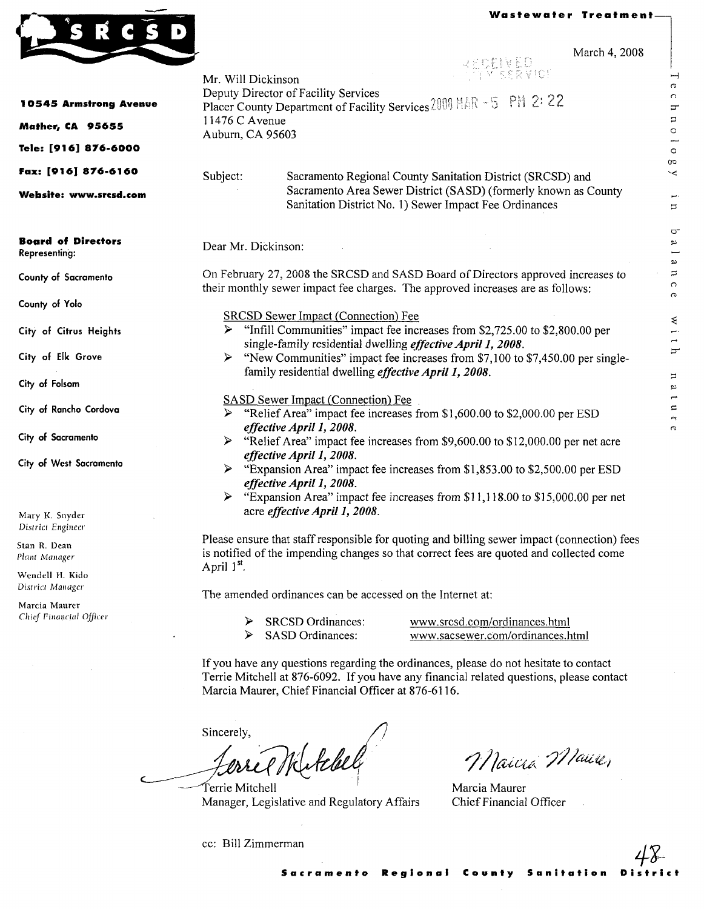**SRCSD**

**Wastewater Treatment**

Technology in balance with nature

**10545 Armstrong Avenue**

**Mather, CA 95655**

**Tele: [916] 876-6000**

**Fax: [916] 876-6160**

**Website: www.srcsd.com**

**Board of Directors**
**Representing:**

County of Sacramento

County of Yolo

City of Citrus Heights

City of Elk Grove

City of Folsom

City of Rancho Cordova

City of Sacramento

City of West Sacramento

Mary K. Snyder
*District Engineer*

Stan R. Dean
*Plant Manager*

Wendell H. Kido
*District Manager*

Marcia Maurer
*Chief Financial Officer*

March 4, 2008

RECEIVED
CITY SERVICE
2008 MAR -5 PM 2:22

Mr. Will Dickinson
Deputy Director of Facility Services
Placer County Department of Facility Services
11476 C Avenue
Auburn, CA 95603

Subject: Sacramento Regional County Sanitation District (SRCSD) and Sacramento Area Sewer District (SASD) (formerly known as County Sanitation District No. 1) Sewer Impact Fee Ordinances

Dear Mr. Dickinson:

On February 27, 2008 the SRCSD and SASD Board of Directors approved increases to their monthly sewer impact fee charges. The approved increases are as follows:

SRCSD Sewer Impact (Connection) Fee

- "Infill Communities" impact fee increases from $2,725.00 to $2,800.00 per single-family residential dwelling ***effective April 1, 2008.***
- "New Communities" impact fee increases from $7,100 to $7,450.00 per single-family residential dwelling ***effective April 1, 2008.***

SASD Sewer Impact (Connection) Fee

- "Relief Area" impact fee increases from $1,600.00 to $2,000.00 per ESD ***effective April 1, 2008.***
- "Relief Area" impact fee increases from $9,600.00 to $12,000.00 per net acre ***effective April 1, 2008.***
- "Expansion Area" impact fee increases from $1,853.00 to $2,500.00 per ESD ***effective April 1, 2008.***
- "Expansion Area" impact fee increases from $11,118.00 to $15,000.00 per net acre ***effective April 1, 2008.***

Please ensure that staff responsible for quoting and billing sewer impact (connection) fees is notified of the impending changes so that correct fees are quoted and collected come April 1st.

The amended ordinances can be accessed on the Internet at:

- SRCSD Ordinances: www.srcsd.com/ordinances.html
- SASD Ordinances: www.sacsewer.com/ordinances.html

If you have any questions regarding the ordinances, please do not hesitate to contact Terrie Mitchell at 876-6092. If you have any financial related questions, please contact Marcia Maurer, Chief Financial Officer at 876-6116.

Sincerely,

Terrie Mitchell
Manager, Legislative and Regulatory Affairs

Marcia Maurer
Chief Financial Officer

cc: Bill Zimmerman

**Sacramento Regional County Sanitation District**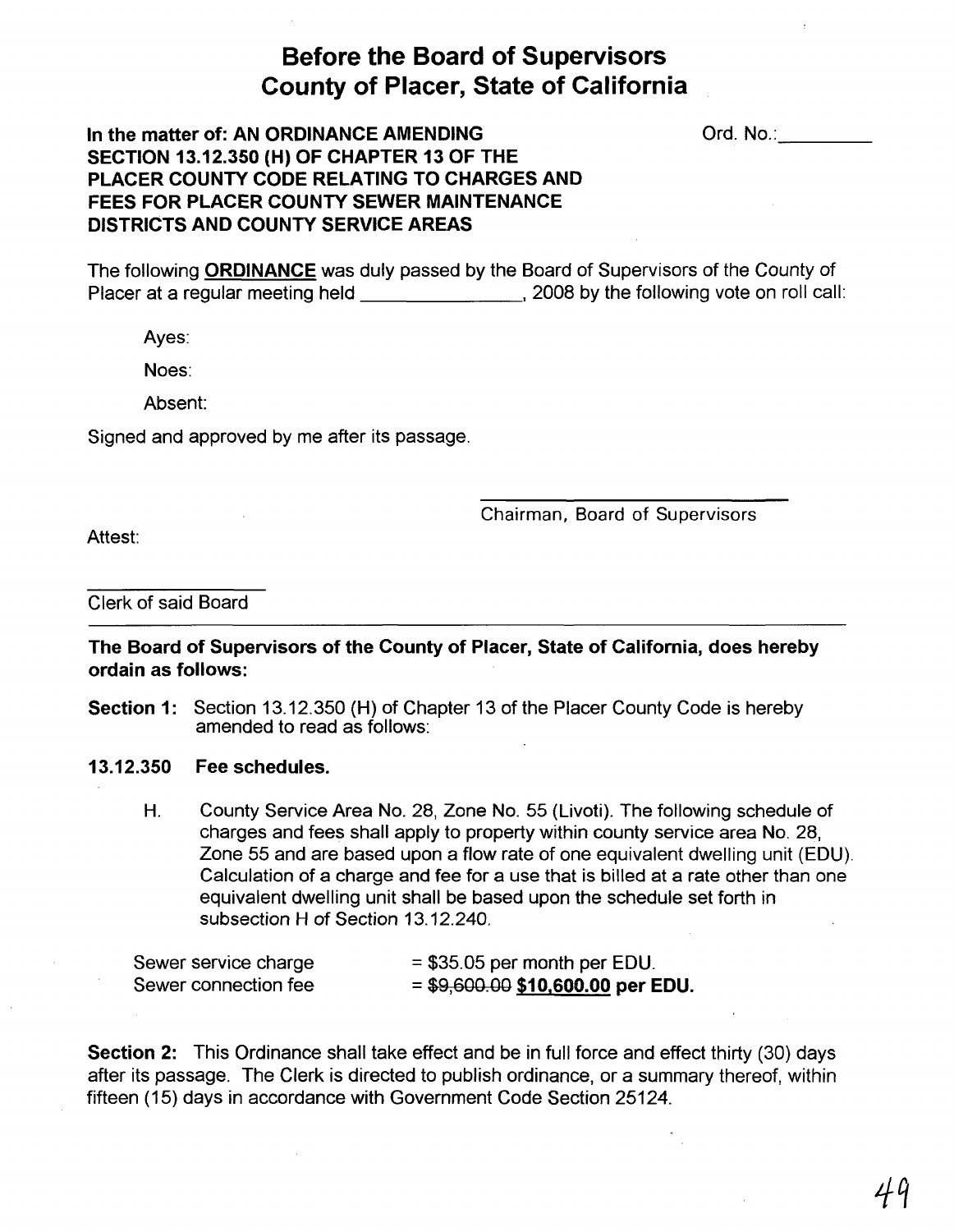# Before the Board of Supervisors County of Placer, State of California

**In the matter of: AN ORDINANCE AMENDING SECTION 13.12.350 (H) OF CHAPTER 13 OF THE PLACER COUNTY CODE RELATING TO CHARGES AND FEES FOR PLACER COUNTY SEWER MAINTENANCE DISTRICTS AND COUNTY SERVICE AREAS**

Ord. No.:\_\_\_\_\_\_\_\_\_

The following **ORDINANCE** was duly passed by the Board of Supervisors of the County of Placer at a regular meeting held \_\_\_\_\_\_\_\_\_\_\_\_\_\_\_, 2008 by the following vote on roll call:

Ayes:

Noes:

Absent:

Signed and approved by me after its passage.

\_\_\_\_\_\_\_\_\_\_\_\_\_\_\_\_\_\_\_\_\_\_\_\_\_\_\_\_\_\_
Chairman, Board of Supervisors

Attest:

\_\_\_\_\_\_\_\_\_\_\_\_\_\_\_\_\_
Clerk of said Board

---

**The Board of Supervisors of the County of Placer, State of California, does hereby ordain as follows:**

**Section 1:** Section 13.12.350 (H) of Chapter 13 of the Placer County Code is hereby amended to read as follows:

**13.12.350 Fee schedules.**

H. County Service Area No. 28, Zone No. 55 (Livoti). The following schedule of charges and fees shall apply to property within county service area No. 28, Zone 55 and are based upon a flow rate of one equivalent dwelling unit (EDU). Calculation of a charge and fee for a use that is billed at a rate other than one equivalent dwelling unit shall be based upon the schedule set forth in subsection H of Section 13.12.240.

Sewer service charge = $35.05 per month per EDU.
Sewer connection fee = ~~$9,600.00~~ **<u>$10,600.00</u> per EDU.**

**Section 2:** This Ordinance shall take effect and be in full force and effect thirty (30) days after its passage. The Clerk is directed to publish ordinance, or a summary thereof, within fifteen (15) days in accordance with Government Code Section 25124.